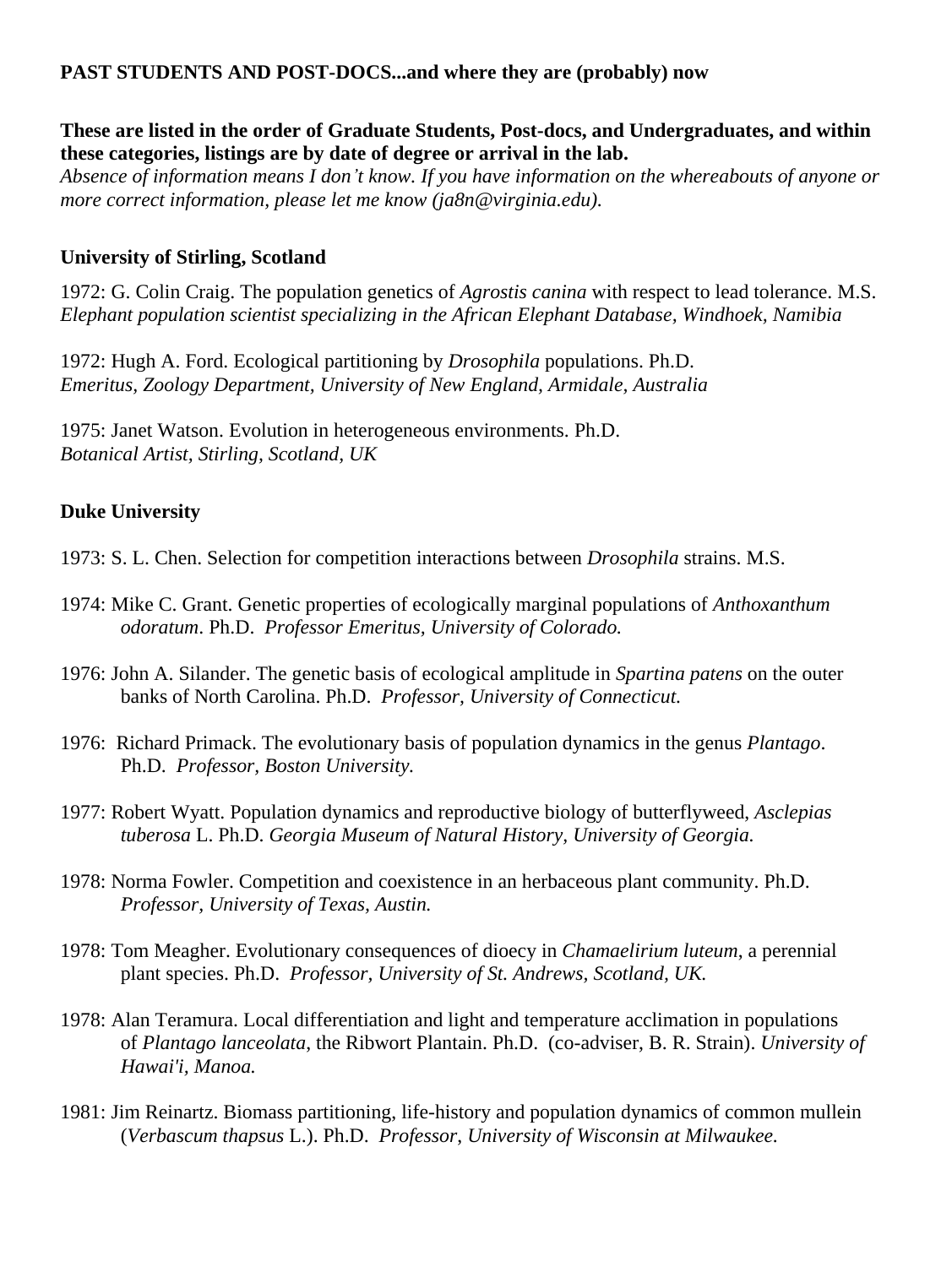**PAST STUDENTS AND POST-DOCS...and where they are (probably) now**

**These are listed in the order of Graduate Students, Post-docs, and Undergraduates, and within these categories, listings are by date of degree or arrival in the lab.**
*Absence of information means I don't know. If you have information on the whereabouts of anyone or more correct information, please let me know (ja8n@virginia.edu).*

**University of Stirling, Scotland**

1972: G. Colin Craig. The population genetics of *Agrostis canina* with respect to lead tolerance. M.S.
*Elephant population scientist specializing in the African Elephant Database, Windhoek, Namibia*

1972: Hugh A. Ford. Ecological partitioning by *Drosophila* populations. Ph.D.
*Emeritus, Zoology Department, University of New England, Armidale, Australia*

1975: Janet Watson. Evolution in heterogeneous environments. Ph.D.
*Botanical Artist, Stirling, Scotland, UK*

**Duke University**

1973: S. L. Chen. Selection for competition interactions between *Drosophila* strains. M.S.

1974: Mike C. Grant. Genetic properties of ecologically marginal populations of *Anthoxanthum odoratum*. Ph.D. *Professor Emeritus, University of Colorado.*

1976: John A. Silander. The genetic basis of ecological amplitude in *Spartina patens* on the outer banks of North Carolina. Ph.D. *Professor, University of Connecticut.*

1976: Richard Primack. The evolutionary basis of population dynamics in the genus *Plantago*. Ph.D. *Professor, Boston University.*

1977: Robert Wyatt. Population dynamics and reproductive biology of butterflyweed, *Asclepias tuberosa* L. Ph.D. *Georgia Museum of Natural History, University of Georgia.*

1978: Norma Fowler. Competition and coexistence in an herbaceous plant community. Ph.D. *Professor, University of Texas, Austin.*

1978: Tom Meagher. Evolutionary consequences of dioecy in *Chamaelirium luteum*, a perennial plant species. Ph.D. *Professor, University of St. Andrews, Scotland, UK.*

1978: Alan Teramura. Local differentiation and light and temperature acclimation in populations of *Plantago lanceolata*, the Ribwort Plantain. Ph.D. (co-adviser, B. R. Strain). *University of Hawai'i, Manoa.*

1981: Jim Reinartz. Biomass partitioning, life-history and population dynamics of common mullein (*Verbascum thapsus* L.). Ph.D. *Professor, University of Wisconsin at Milwaukee.*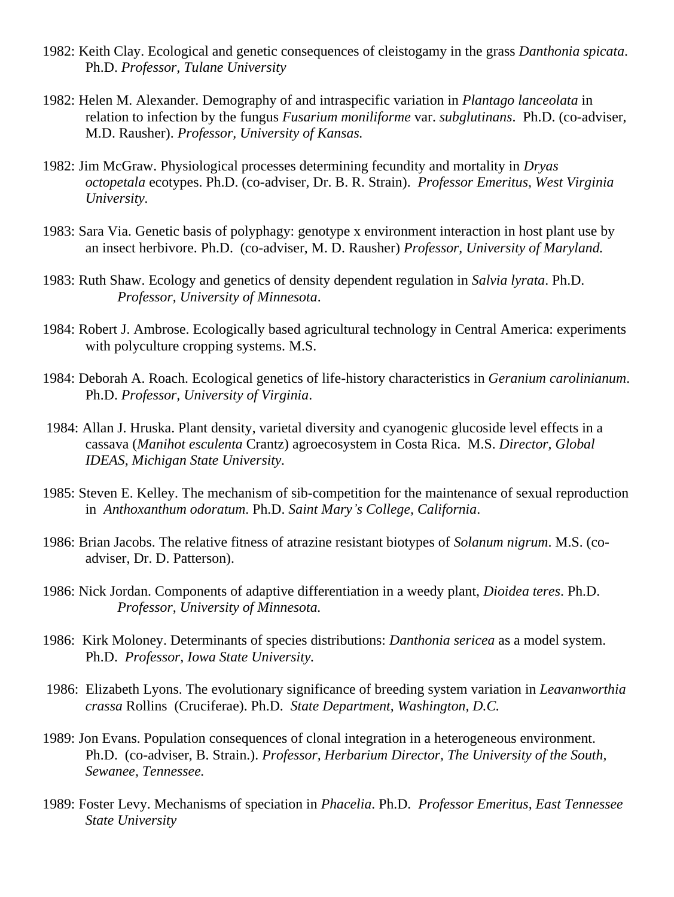1982: Keith Clay. Ecological and genetic consequences of cleistogamy in the grass *Danthonia spicata*. Ph.D. *Professor, Tulane University*

1982: Helen M. Alexander. Demography of and intraspecific variation in *Plantago lanceolata* in relation to infection by the fungus *Fusarium moniliforme* var. *subglutinans*. Ph.D. (co-adviser, M.D. Rausher). *Professor, University of Kansas.*

1982: Jim McGraw. Physiological processes determining fecundity and mortality in *Dryas octopetala* ecotypes. Ph.D. (co-adviser, Dr. B. R. Strain). *Professor Emeritus, West Virginia University.*

1983: Sara Via. Genetic basis of polyphagy: genotype x environment interaction in host plant use by an insect herbivore. Ph.D. (co-adviser, M. D. Rausher) *Professor, University of Maryland.*

1983: Ruth Shaw. Ecology and genetics of density dependent regulation in *Salvia lyrata*. Ph.D. *Professor, University of Minnesota*.

1984: Robert J. Ambrose. Ecologically based agricultural technology in Central America: experiments with polyculture cropping systems. M.S.

1984: Deborah A. Roach. Ecological genetics of life-history characteristics in *Geranium carolinianum*. Ph.D. *Professor, University of Virginia*.

1984: Allan J. Hruska. Plant density, varietal diversity and cyanogenic glucoside level effects in a cassava (*Manihot esculenta* Crantz) agroecosystem in Costa Rica. M.S. *Director, Global IDEAS, Michigan State University*.

1985: Steven E. Kelley. The mechanism of sib-competition for the maintenance of sexual reproduction in *Anthoxanthum odoratum*. Ph.D. *Saint Mary's College, California*.

1986: Brian Jacobs. The relative fitness of atrazine resistant biotypes of *Solanum nigrum*. M.S. (co-adviser, Dr. D. Patterson).

1986: Nick Jordan. Components of adaptive differentiation in a weedy plant, *Dioidea teres*. Ph.D. *Professor, University of Minnesota.*

1986: Kirk Moloney. Determinants of species distributions: *Danthonia sericea* as a model system. Ph.D. *Professor, Iowa State University.*

1986: Elizabeth Lyons. The evolutionary significance of breeding system variation in *Leavanworthia crassa* Rollins (Cruciferae). Ph.D. *State Department, Washington, D.C.*

1989: Jon Evans. Population consequences of clonal integration in a heterogeneous environment. Ph.D. (co-adviser, B. Strain.). *Professor, Herbarium Director, The University of the South, Sewanee, Tennessee.*

1989: Foster Levy. Mechanisms of speciation in *Phacelia*. Ph.D. *Professor Emeritus, East Tennessee State University*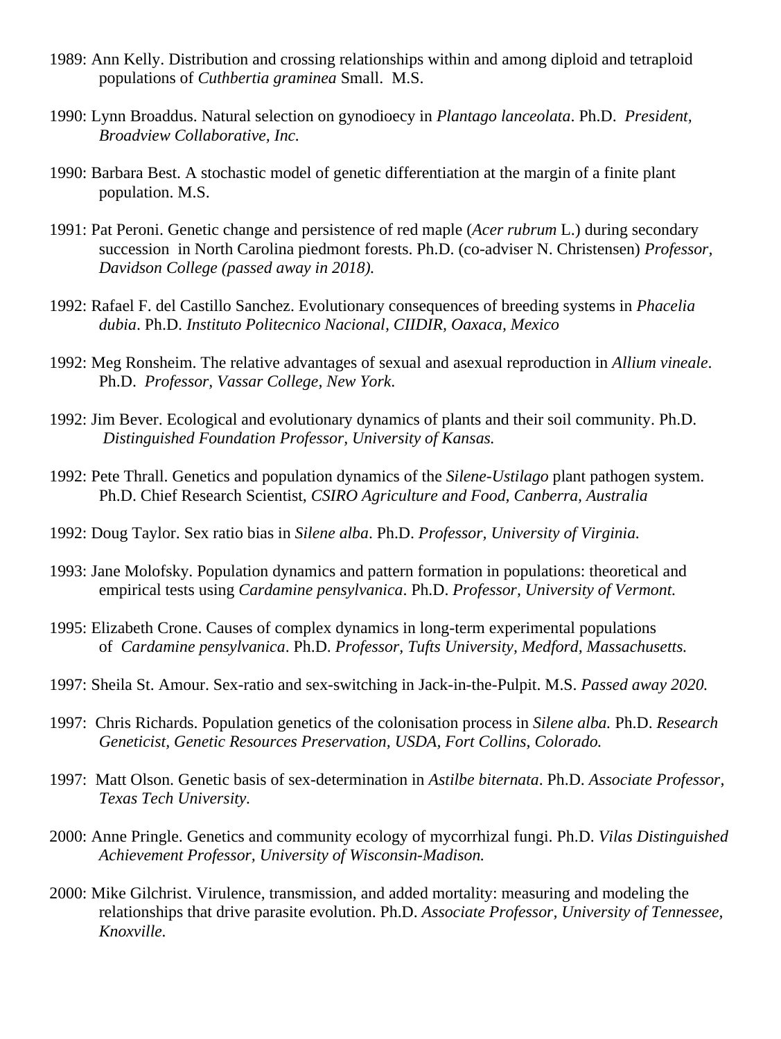1989: Ann Kelly. Distribution and crossing relationships within and among diploid and tetraploid populations of *Cuthbertia graminea* Small. M.S.

1990: Lynn Broaddus. Natural selection on gynodioecy in *Plantago lanceolata*. Ph.D. *President, Broadview Collaborative, Inc.*

1990: Barbara Best. A stochastic model of genetic differentiation at the margin of a finite plant population. M.S.

1991: Pat Peroni. Genetic change and persistence of red maple (*Acer rubrum* L.) during secondary succession in North Carolina piedmont forests. Ph.D. (co-adviser N. Christensen) *Professor, Davidson College (passed away in 2018).*

1992: Rafael F. del Castillo Sanchez. Evolutionary consequences of breeding systems in *Phacelia dubia*. Ph.D. *Instituto Politecnico Nacional, CIIDIR, Oaxaca, Mexico*

1992: Meg Ronsheim. The relative advantages of sexual and asexual reproduction in *Allium vineale*. Ph.D. *Professor, Vassar College, New York.*

1992: Jim Bever. Ecological and evolutionary dynamics of plants and their soil community. Ph.D. *Distinguished Foundation Professor, University of Kansas.*

1992: Pete Thrall. Genetics and population dynamics of the *Silene-Ustilago* plant pathogen system. Ph.D. Chief Research Scientist, *CSIRO Agriculture and Food, Canberra, Australia*

1992: Doug Taylor. Sex ratio bias in *Silene alba*. Ph.D. *Professor, University of Virginia.*

1993: Jane Molofsky. Population dynamics and pattern formation in populations: theoretical and empirical tests using *Cardamine pensylvanica*. Ph.D. *Professor, University of Vermont.*

1995: Elizabeth Crone. Causes of complex dynamics in long-term experimental populations of *Cardamine pensylvanica*. Ph.D. *Professor, Tufts University, Medford, Massachusetts.*

1997: Sheila St. Amour. Sex-ratio and sex-switching in Jack-in-the-Pulpit. M.S. *Passed away 2020.*

1997: Chris Richards. Population genetics of the colonisation process in *Silene alba.* Ph.D. *Research Geneticist, Genetic Resources Preservation, USDA, Fort Collins, Colorado.*

1997: Matt Olson. Genetic basis of sex-determination in *Astilbe biternata*. Ph.D. *Associate Professor, Texas Tech University.*

2000: Anne Pringle. Genetics and community ecology of mycorrhizal fungi. Ph.D. *Vilas Distinguished Achievement Professor, University of Wisconsin-Madison.*

2000: Mike Gilchrist. Virulence, transmission, and added mortality: measuring and modeling the relationships that drive parasite evolution. Ph.D. *Associate Professor, University of Tennessee, Knoxville.*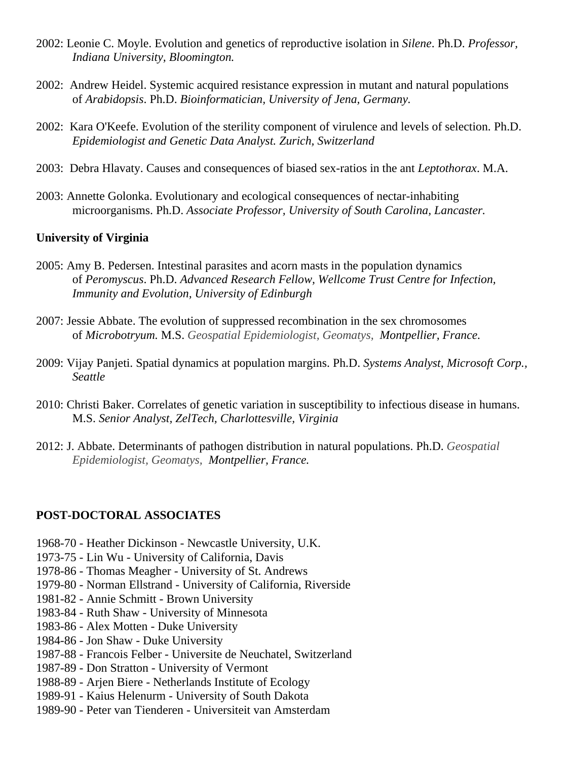2002: Leonie C. Moyle. Evolution and genetics of reproductive isolation in *Silene*. Ph.D. *Professor, Indiana University, Bloomington.*

2002: Andrew Heidel. Systemic acquired resistance expression in mutant and natural populations of *Arabidopsis*. Ph.D. *Bioinformatician, University of Jena, Germany.*

2002: Kara O'Keefe. Evolution of the sterility component of virulence and levels of selection. Ph.D. *Epidemiologist and Genetic Data Analyst. Zurich, Switzerland*

2003: Debra Hlavaty. Causes and consequences of biased sex-ratios in the ant *Leptothorax*. M.A.

2003: Annette Golonka. Evolutionary and ecological consequences of nectar-inhabiting microorganisms. Ph.D. *Associate Professor, University of South Carolina, Lancaster.*

**University of Virginia**

2005: Amy B. Pedersen. Intestinal parasites and acorn masts in the population dynamics of *Peromyscus*. Ph.D. *Advanced Research Fellow, Wellcome Trust Centre for Infection, Immunity and Evolution, University of Edinburgh*

2007: Jessie Abbate. The evolution of suppressed recombination in the sex chromosomes of *Microbotryum.* M.S. *Geospatial Epidemiologist, Geomatys, Montpellier, France.*

2009: Vijay Panjeti. Spatial dynamics at population margins. Ph.D. *Systems Analyst, Microsoft Corp., Seattle*

2010: Christi Baker. Correlates of genetic variation in susceptibility to infectious disease in humans. M.S. *Senior Analyst, ZelTech, Charlottesville, Virginia*

2012: J. Abbate. Determinants of pathogen distribution in natural populations. Ph.D. *Geospatial Epidemiologist, Geomatys, Montpellier, France.*

**POST-DOCTORAL ASSOCIATES**

1968-70 - Heather Dickinson - Newcastle University, U.K.
1973-75 - Lin Wu - University of California, Davis
1978-86 - Thomas Meagher - University of St. Andrews
1979-80 - Norman Ellstrand - University of California, Riverside
1981-82 - Annie Schmitt - Brown University
1983-84 - Ruth Shaw - University of Minnesota
1983-86 - Alex Motten - Duke University
1984-86 - Jon Shaw - Duke University
1987-88 - Francois Felber - Universite de Neuchatel, Switzerland
1987-89 - Don Stratton - University of Vermont
1988-89 - Arjen Biere - Netherlands Institute of Ecology
1989-91 - Kaius Helenurm - University of South Dakota
1989-90 - Peter van Tienderen - Universiteit van Amsterdam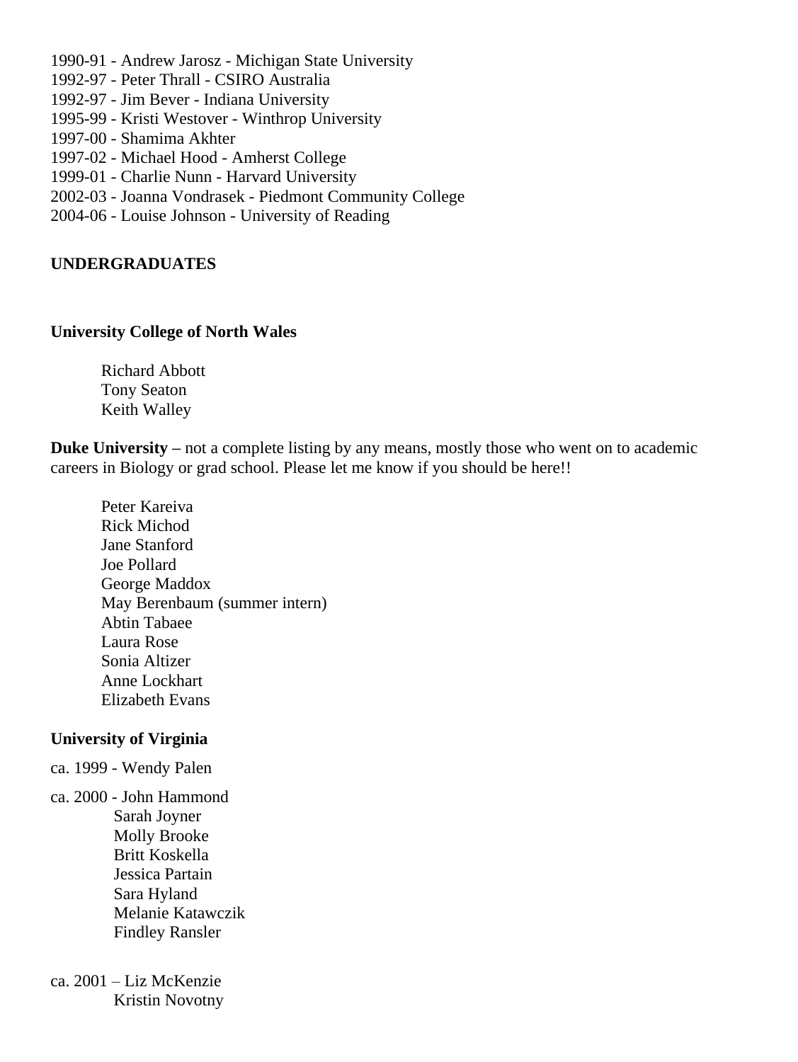1990-91 - Andrew Jarosz - Michigan State University
1992-97 - Peter Thrall - CSIRO Australia
1992-97 - Jim Bever - Indiana University
1995-99 - Kristi Westover - Winthrop University
1997-00 - Shamima Akhter
1997-02 - Michael Hood - Amherst College
1999-01 - Charlie Nunn - Harvard University
2002-03 - Joanna Vondrasek - Piedmont Community College
2004-06 - Louise Johnson - University of Reading

## UNDERGRADUATES

### University College of North Wales

Richard Abbott
Tony Seaton
Keith Walley

**Duke University** – not a complete listing by any means, mostly those who went on to academic careers in Biology or grad school. Please let me know if you should be here!!

Peter Kareiva
Rick Michod
Jane Stanford
Joe Pollard
George Maddox
May Berenbaum (summer intern)
Abtin Tabaee
Laura Rose
Sonia Altizer
Anne Lockhart
Elizabeth Evans

### University of Virginia

ca. 1999 - Wendy Palen

ca. 2000 - John Hammond
Sarah Joyner
Molly Brooke
Britt Koskella
Jessica Partain
Sara Hyland
Melanie Katawczik
Findley Ransler

ca. 2001 – Liz McKenzie
Kristin Novotny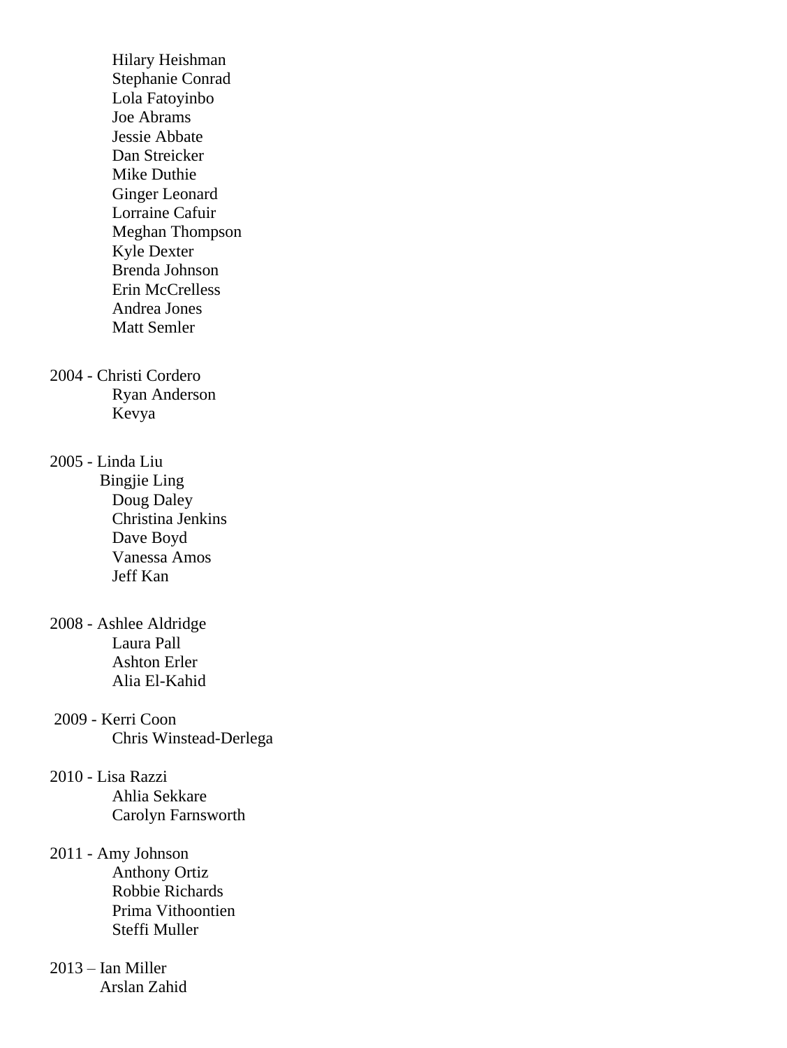Hilary Heishman
Stephanie Conrad
Lola Fatoyinbo
Joe Abrams
Jessie Abbate
Dan Streicker
Mike Duthie
Ginger Leonard
Lorraine Cafuir
Meghan Thompson
Kyle Dexter
Brenda Johnson
Erin McCrelless
Andrea Jones
Matt Semler

2004 - Christi Cordero
Ryan Anderson
Kevya

2005 - Linda Liu
Bingjie Ling
Doug Daley
Christina Jenkins
Dave Boyd
Vanessa Amos
Jeff Kan

2008 - Ashlee Aldridge
Laura Pall
Ashton Erler
Alia El-Kahid

2009 - Kerri Coon
Chris Winstead-Derlega

2010 - Lisa Razzi
Ahlia Sekkare
Carolyn Farnsworth

2011 - Amy Johnson
Anthony Ortiz
Robbie Richards
Prima Vithoontien
Steffi Muller

2013 – Ian Miller
Arslan Zahid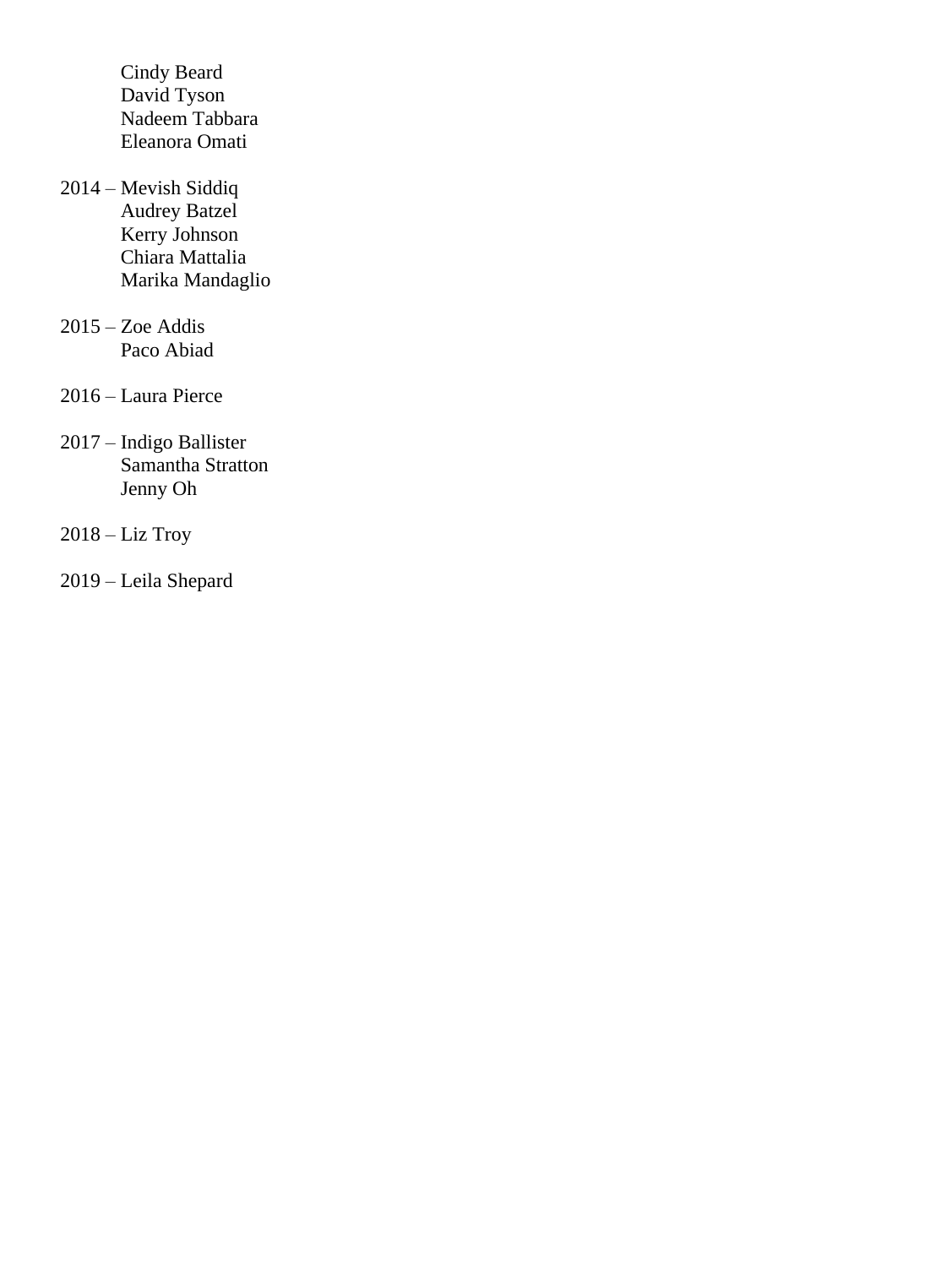Cindy Beard
David Tyson
Nadeem Tabbara
Eleanora Omati

2014 – Mevish Siddiq
Audrey Batzel
Kerry Johnson
Chiara Mattalia
Marika Mandaglio

2015 – Zoe Addis
Paco Abiad

2016 – Laura Pierce

2017 – Indigo Ballister
Samantha Stratton
Jenny Oh

2018 – Liz Troy

2019 – Leila Shepard